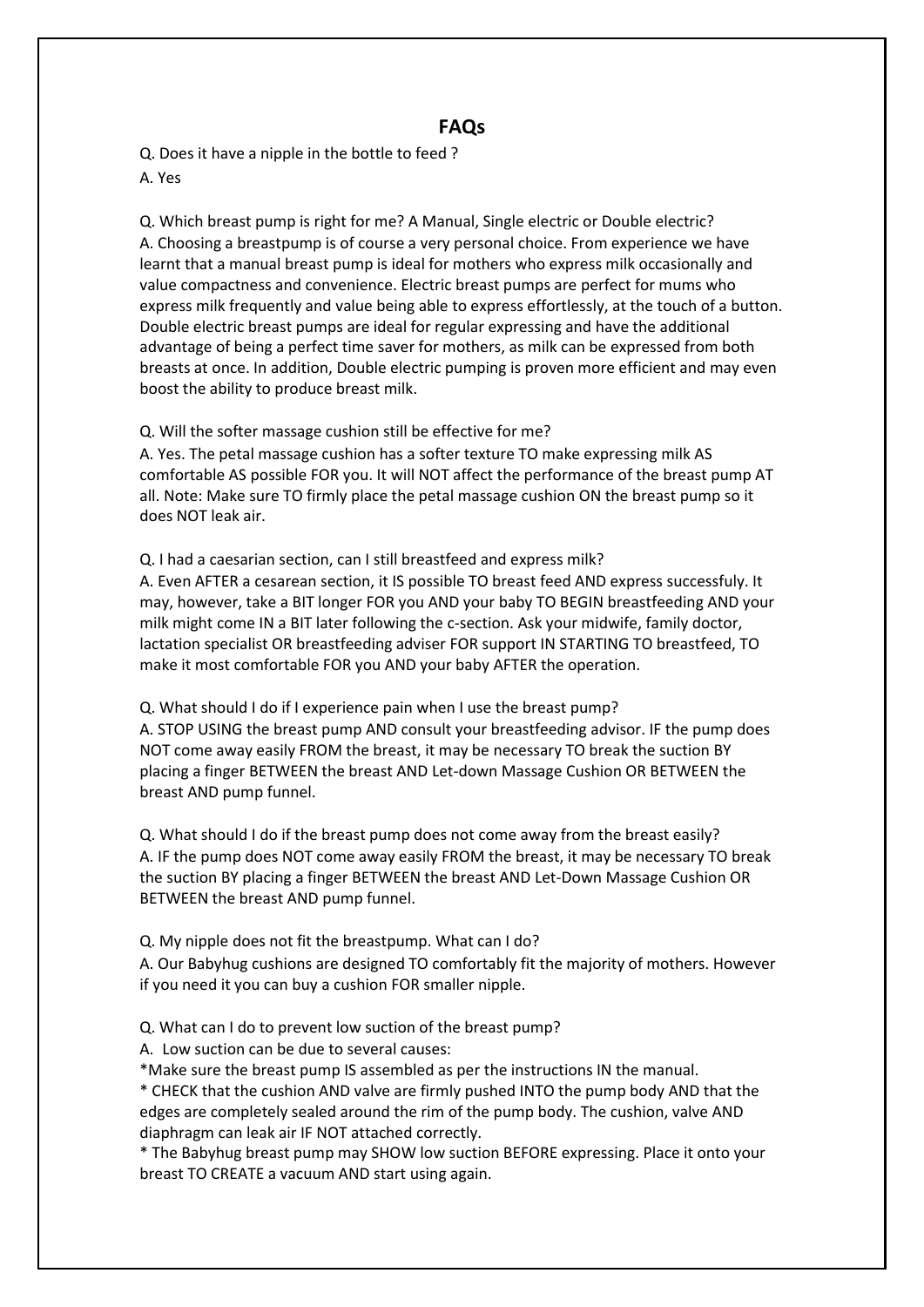## FAQs

Q. Does it have a nipple in the bottle to feed ?

A. Yes

Q. Which breast pump is right for me? A Manual, Single electric or Double electric?

A. Choosing a breastpump is of course a very personal choice. From experience we have learnt that a manual breast pump is ideal for mothers who express milk occasionally and value compactness and convenience. Electric breast pumps are perfect for mums who express milk frequently and value being able to express effortlessly, at the touch of a button. Double electric breast pumps are ideal for regular expressing and have the additional advantage of being a perfect time saver for mothers, as milk can be expressed from both breasts at once. In addition, Double electric pumping is proven more efficient and may even boost the ability to produce breast milk.

Q. Will the softer massage cushion still be effective for me?

A. Yes. The petal massage cushion has a softer texture TO make expressing milk AS comfortable AS possible FOR you. It will NOT affect the performance of the breast pump AT all. Note: Make sure TO firmly place the petal massage cushion ON the breast pump so it does NOT leak air.

Q. I had a caesarian section, can I still breastfeed and express milk?

A. Even AFTER a cesarean section, it IS possible TO breast feed AND express successfuly. It may, however, take a BIT longer FOR you AND your baby TO BEGIN breastfeeding AND your milk might come IN a BIT later following the c-section. Ask your midwife, family doctor, lactation specialist OR breastfeeding adviser FOR support IN STARTING TO breastfeed, TO make it most comfortable FOR you AND your baby AFTER the operation.

Q. What should I do if I experience pain when I use the breast pump?

A. STOP USING the breast pump AND consult your breastfeeding advisor. IF the pump does NOT come away easily FROM the breast, it may be necessary TO break the suction BY placing a finger BETWEEN the breast AND Let-down Massage Cushion OR BETWEEN the breast AND pump funnel.

Q. What should I do if the breast pump does not come away from the breast easily?

A. IF the pump does NOT come away easily FROM the breast, it may be necessary TO break the suction BY placing a finger BETWEEN the breast AND Let-Down Massage Cushion OR BETWEEN the breast AND pump funnel.

Q. My nipple does not fit the breastpump. What can I do?

A. Our Babyhug cushions are designed TO comfortably fit the majority of mothers. However if you need it you can buy a cushion FOR smaller nipple.

Q. What can I do to prevent low suction of the breast pump?

A. Low suction can be due to several causes:

*Make sure the breast pump IS assembled as per the instructions IN the manual.

* CHECK that the cushion AND valve are firmly pushed INTO the pump body AND that the edges are completely sealed around the rim of the pump body. The cushion, valve AND diaphragm can leak air IF NOT attached correctly.

* The Babyhug breast pump may SHOW low suction BEFORE expressing. Place it onto your breast TO CREATE a vacuum AND start using again.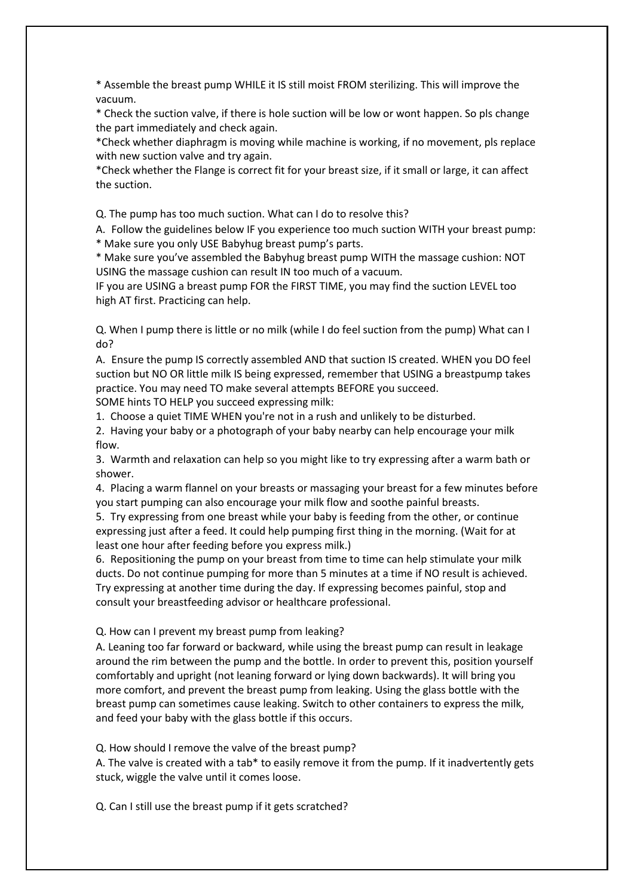* Assemble the breast pump WHILE it IS still moist FROM sterilizing. This will improve the vacuum.
* Check the suction valve, if there is hole suction will be low or wont happen. So pls change the part immediately and check again.
*Check whether diaphragm is moving while machine is working, if no movement, pls replace with new suction valve and try again.
*Check whether the Flange is correct fit for your breast size, if it small or large, it can affect the suction.

Q. The pump has too much suction. What can I do to resolve this?

A. Follow the guidelines below IF you experience too much suction WITH your breast pump:
* Make sure you only USE Babyhug breast pump's parts.
* Make sure you've assembled the Babyhug breast pump WITH the massage cushion: NOT USING the massage cushion can result IN too much of a vacuum.

IF you are USING a breast pump FOR the FIRST TIME, you may find the suction LEVEL too high AT first. Practicing can help.

Q. When I pump there is little or no milk (while I do feel suction from the pump) What can I do?

A. Ensure the pump IS correctly assembled AND that suction IS created. WHEN you DO feel suction but NO OR little milk IS being expressed, remember that USING a breastpump takes practice. You may need TO make several attempts BEFORE you succeed.

SOME hints TO HELP you succeed expressing milk:

1. Choose a quiet TIME WHEN you're not in a rush and unlikely to be disturbed.
2. Having your baby or a photograph of your baby nearby can help encourage your milk flow.
3. Warmth and relaxation can help so you might like to try expressing after a warm bath or shower.
4. Placing a warm flannel on your breasts or massaging your breast for a few minutes before you start pumping can also encourage your milk flow and soothe painful breasts.
5. Try expressing from one breast while your baby is feeding from the other, or continue expressing just after a feed. It could help pumping first thing in the morning. (Wait for at least one hour after feeding before you express milk.)
6. Repositioning the pump on your breast from time to time can help stimulate your milk ducts. Do not continue pumping for more than 5 minutes at a time if NO result is achieved. Try expressing at another time during the day. If expressing becomes painful, stop and consult your breastfeeding advisor or healthcare professional.

Q. How can I prevent my breast pump from leaking?

A. Leaning too far forward or backward, while using the breast pump can result in leakage around the rim between the pump and the bottle. In order to prevent this, position yourself comfortably and upright (not leaning forward or lying down backwards). It will bring you more comfort, and prevent the breast pump from leaking. Using the glass bottle with the breast pump can sometimes cause leaking. Switch to other containers to express the milk, and feed your baby with the glass bottle if this occurs.

Q. How should I remove the valve of the breast pump?

A. The valve is created with a tab* to easily remove it from the pump. If it inadvertently gets stuck, wiggle the valve until it comes loose.

Q. Can I still use the breast pump if it gets scratched?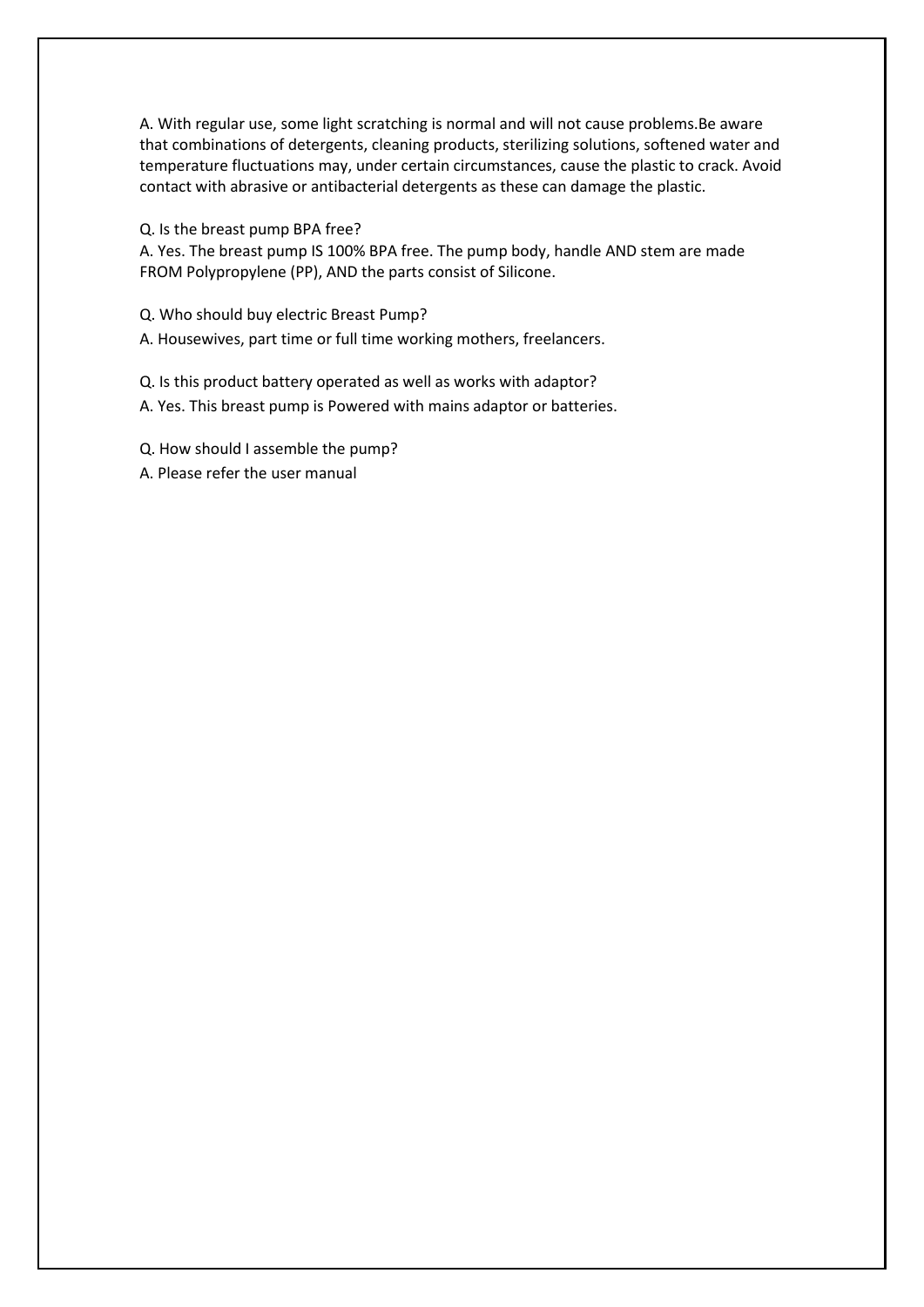A. With regular use, some light scratching is normal and will not cause problems.Be aware that combinations of detergents, cleaning products, sterilizing solutions, softened water and temperature fluctuations may, under certain circumstances, cause the plastic to crack. Avoid contact with abrasive or antibacterial detergents as these can damage the plastic.

Q. Is the breast pump BPA free?

A. Yes. The breast pump IS 100% BPA free. The pump body, handle AND stem are made FROM Polypropylene (PP), AND the parts consist of Silicone.

Q. Who should buy electric Breast Pump?

A. Housewives, part time or full time working mothers, freelancers.

Q. Is this product battery operated as well as works with adaptor?

A. Yes. This breast pump is Powered with mains adaptor or batteries.

Q. How should I assemble the pump?

A. Please refer the user manual